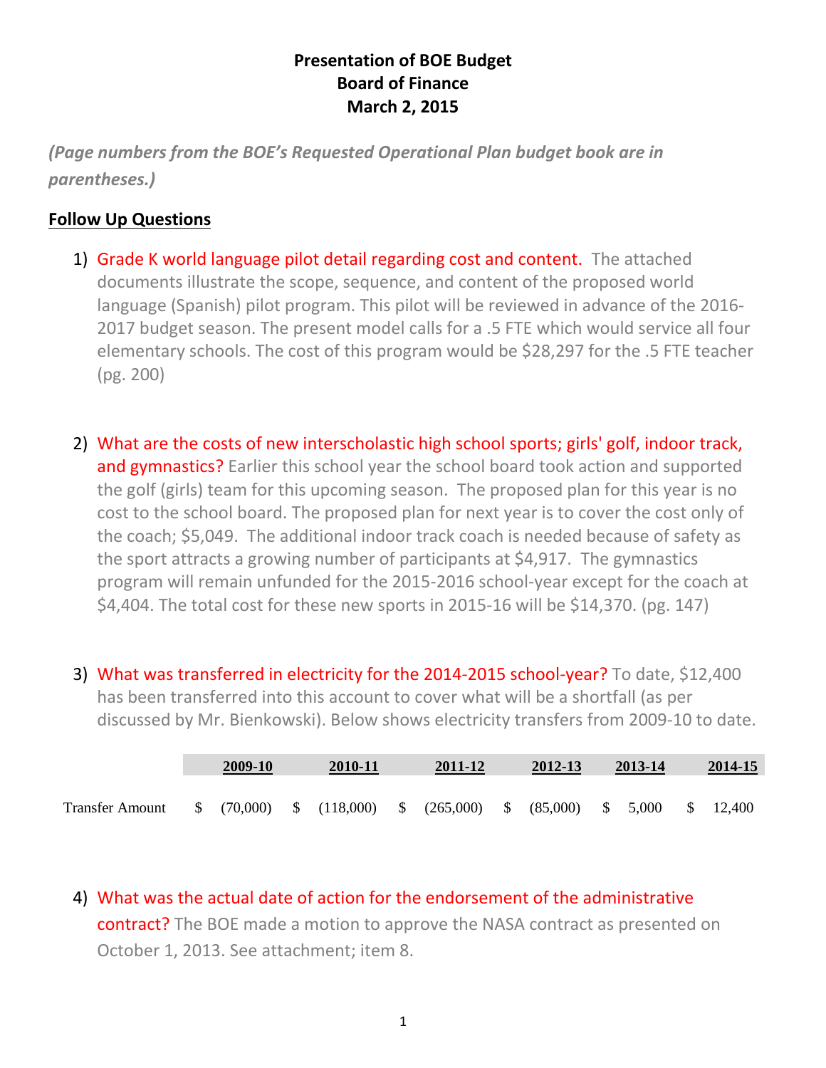# Presentation of BOE Budget
# Board of Finance
# March 2, 2015

***(Page numbers from the BOE's Requested Operational Plan budget book are in parentheses.)***

## Follow Up Questions

1) Grade K world language pilot detail regarding cost and content. The attached documents illustrate the scope, sequence, and content of the proposed world language (Spanish) pilot program. This pilot will be reviewed in advance of the 2016-2017 budget season. The present model calls for a .5 FTE which would service all four elementary schools. The cost of this program would be $28,297 for the .5 FTE teacher (pg. 200)

2) What are the costs of new interscholastic high school sports; girls' golf, indoor track, and gymnastics? Earlier this school year the school board took action and supported the golf (girls) team for this upcoming season. The proposed plan for this year is no cost to the school board. The proposed plan for next year is to cover the cost only of the coach; $5,049. The additional indoor track coach is needed because of safety as the sport attracts a growing number of participants at $4,917. The gymnastics program will remain unfunded for the 2015-2016 school-year except for the coach at $4,404. The total cost for these new sports in 2015-16 will be $14,370. (pg. 147)

3) What was transferred in electricity for the 2014-2015 school-year? To date, $12,400 has been transferred into this account to cover what will be a shortfall (as per discussed by Mr. Bienkowski). Below shows electricity transfers from 2009-10 to date.

| | 2009-10 | 2010-11 | 2011-12 | 2012-13 | 2013-14 | 2014-15 |
|---|---|---|---|---|---|---|
| Transfer Amount | $ (70,000) | $ (118,000) | $ (265,000) | $ (85,000) | $ 5,000 | $ 12,400 |

4) What was the actual date of action for the endorsement of the administrative contract? The BOE made a motion to approve the NASA contract as presented on October 1, 2013. See attachment; item 8.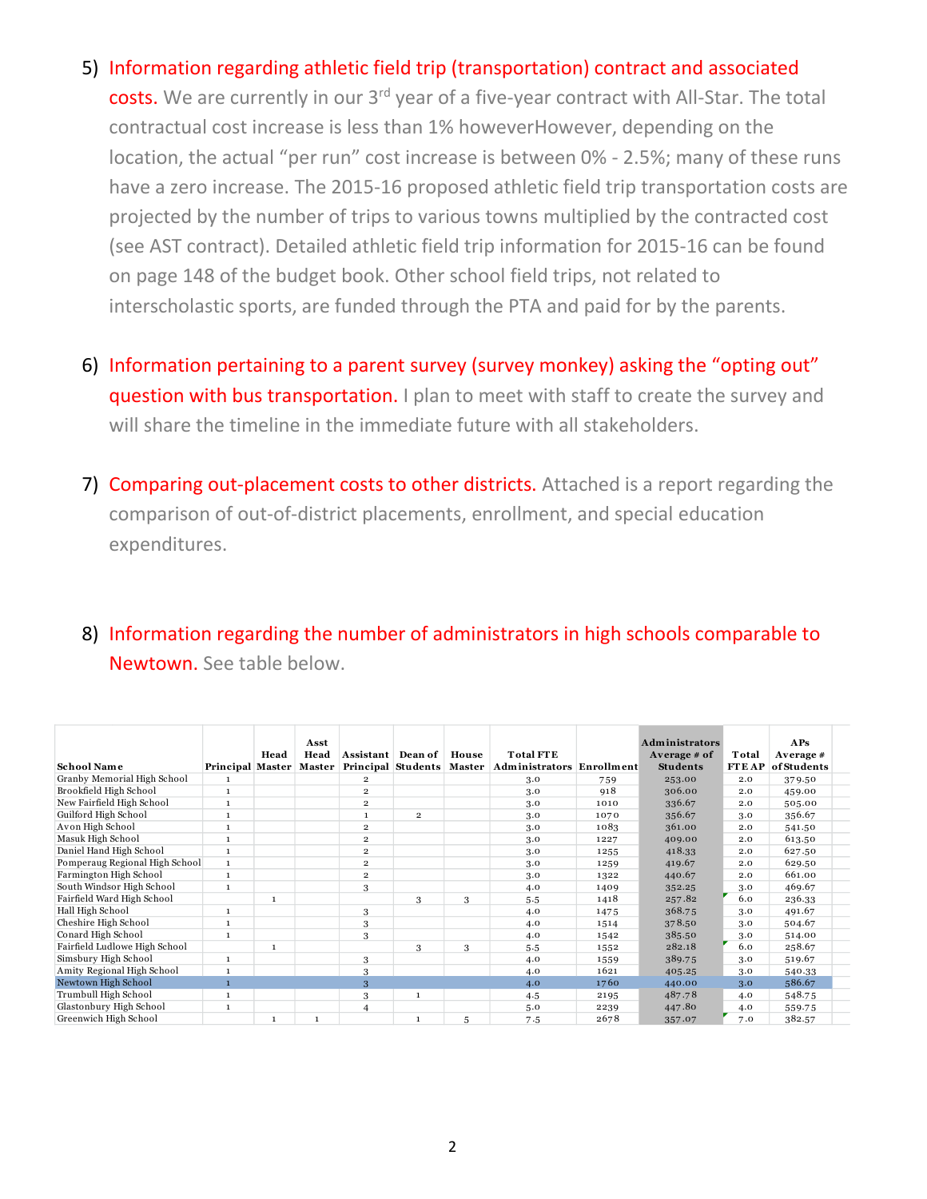5) Information regarding athletic field trip (transportation) contract and associated costs. We are currently in our 3rd year of a five-year contract with All-Star. The total contractual cost increase is less than 1% howeverHowever, depending on the location, the actual "per run" cost increase is between 0% - 2.5%; many of these runs have a zero increase. The 2015-16 proposed athletic field trip transportation costs are projected by the number of trips to various towns multiplied by the contracted cost (see AST contract). Detailed athletic field trip information for 2015-16 can be found on page 148 of the budget book. Other school field trips, not related to interscholastic sports, are funded through the PTA and paid for by the parents.

6) Information pertaining to a parent survey (survey monkey) asking the "opting out" question with bus transportation. I plan to meet with staff to create the survey and will share the timeline in the immediate future with all stakeholders.

7) Comparing out-placement costs to other districts. Attached is a report regarding the comparison of out-of-district placements, enrollment, and special education expenditures.

8) Information regarding the number of administrators in high schools comparable to Newtown. See table below.

| School Name | Principal | Head Master | Asst Head Master | Assistant Principal | Dean of Students | House Master | Total FTE Administrators | Enrollment | Administrators Average # of Students | Total FTE AP | APs Average # of Students |
|---|---|---|---|---|---|---|---|---|---|---|---|
| Granby Memorial High School | 1 | | | 2 | | | 3.0 | 759 | 253.00 | 2.0 | 379.50 |
| Brookfield High School | 1 | | | 2 | | | 3.0 | 918 | 306.00 | 2.0 | 459.00 |
| New Fairfield High School | 1 | | | 2 | | | 3.0 | 1010 | 336.67 | 2.0 | 505.00 |
| Guilford High School | 1 | | | 1 | 2 | | 3.0 | 1070 | 356.67 | 3.0 | 356.67 |
| Avon High School | 1 | | | 2 | | | 3.0 | 1083 | 361.00 | 2.0 | 541.50 |
| Masuk High School | 1 | | | 2 | | | 3.0 | 1227 | 409.00 | 2.0 | 613.50 |
| Daniel Hand High School | 1 | | | 2 | | | 3.0 | 1255 | 418.33 | 2.0 | 627.50 |
| Pomperaug Regional High School | 1 | | | 2 | | | 3.0 | 1259 | 419.67 | 2.0 | 629.50 |
| Farmington High School | 1 | | | 2 | | | 3.0 | 1322 | 440.67 | 2.0 | 661.00 |
| South Windsor High School | 1 | | | 3 | | | 4.0 | 1409 | 352.25 | 3.0 | 469.67 |
| Fairfield Ward High School | | 1 | | | 3 | 3 | 5.5 | 1418 | 257.82 | 6.0 | 236.33 |
| Hall High School | 1 | | | 3 | | | 4.0 | 1475 | 368.75 | 3.0 | 491.67 |
| Cheshire High School | 1 | | | 3 | | | 4.0 | 1514 | 378.50 | 3.0 | 504.67 |
| Conard High School | 1 | | | 3 | | | 4.0 | 1542 | 385.50 | 3.0 | 514.00 |
| Fairfield Ludlowe High School | | 1 | | | 3 | 3 | 5.5 | 1552 | 282.18 | 6.0 | 258.67 |
| Simsbury High School | 1 | | | 3 | | | 4.0 | 1559 | 389.75 | 3.0 | 519.67 |
| Amity Regional High School | 1 | | | 3 | | | 4.0 | 1621 | 405.25 | 3.0 | 540.33 |
| Newtown High School | 1 | | | 3 | | | 4.0 | 1760 | 440.00 | 3.0 | 586.67 |
| Trumbull High School | 1 | | | 3 | 1 | | 4.5 | 2195 | 487.78 | 4.0 | 548.75 |
| Glastonbury High School | 1 | | | 4 | | | 5.0 | 2239 | 447.80 | 4.0 | 559.75 |
| Greenwich High School | | 1 | 1 | | 1 | 5 | 7.5 | 2678 | 357.07 | 7.0 | 382.57 |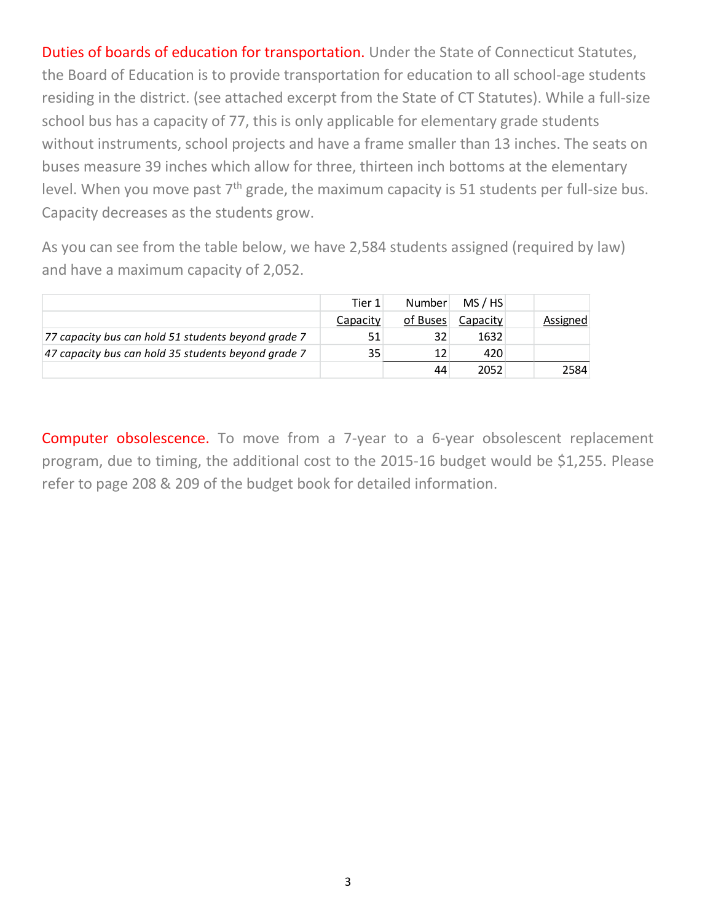**Duties of boards of education for transportation.** Under the State of Connecticut Statutes, the Board of Education is to provide transportation for education to all school-age students residing in the district. (see attached excerpt from the State of CT Statutes). While a full-size school bus has a capacity of 77, this is only applicable for elementary grade students without instruments, school projects and have a frame smaller than 13 inches. The seats on buses measure 39 inches which allow for three, thirteen inch bottoms at the elementary level. When you move past 7th grade, the maximum capacity is 51 students per full-size bus. Capacity decreases as the students grow.

As you can see from the table below, we have 2,584 students assigned (required by law) and have a maximum capacity of 2,052.

| | Tier 1 Capacity | Number of Buses | MS / HS Capacity | | Assigned |
|---|---|---|---|---|---|
| *77 capacity bus can hold 51 students beyond grade 7* | 51 | 32 | 1632 | | |
| *47 capacity bus can hold 35 students beyond grade 7* | 35 | 12 | 420 | | |
| | | 44 | 2052 | | 2584 |

**Computer obsolescence.** To move from a 7-year to a 6-year obsolescent replacement program, due to timing, the additional cost to the 2015-16 budget would be $1,255. Please refer to page 208 & 209 of the budget book for detailed information.